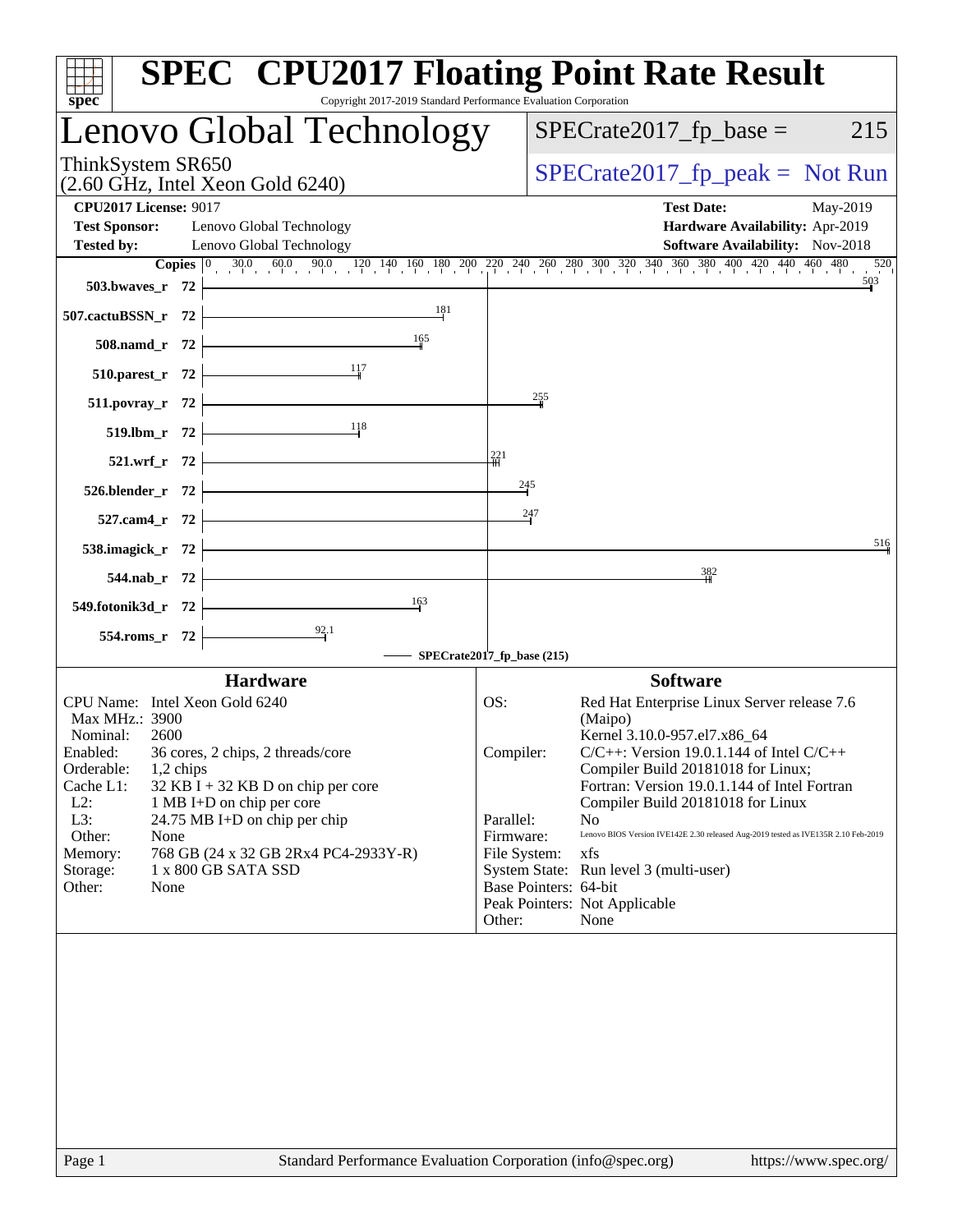# SPEC CPU2017 Floating Point Rate Result

Copyright 2017-2019 Standard Performance Evaluation Corporation

## Lenovo Global Technology

ThinkSystem SR650
(2.60 GHz, Intel Xeon Gold 6240)

SPECrate2017_fp_base = 215

SPECrate2017_fp_peak = Not Run

**CPU2017 License:** 9017
**Test Sponsor:** Lenovo Global Technology
**Tested by:** Lenovo Global Technology

**Test Date:** May-2019
**Hardware Availability:** Apr-2019
**Software Availability:** Nov-2018

| Benchmark | Copies | Base Result |
|---|---|---|
| 503.bwaves_r | 72 | 503 |
| 507.cactuBSSN_r | 72 | 181 |
| 508.namd_r | 72 | 165 |
| 510.parest_r | 72 | 117 |
| 511.povray_r | 72 | 255 |
| 519.lbm_r | 72 | 118 |
| 521.wrf_r | 72 | 221 |
| 526.blender_r | 72 | 245 |
| 527.cam4_r | 72 | 247 |
| 538.imagick_r | 72 | 516 |
| 544.nab_r | 72 | 382 |
| 549.fotonik3d_r | 72 | 163 |
| 554.roms_r | 72 | 92.1 |

SPECrate2017_fp_base (215)

### Hardware

| | |
|---|---|
| CPU Name: | Intel Xeon Gold 6240 |
| Max MHz.: | 3900 |
| Nominal: | 2600 |
| Enabled: | 36 cores, 2 chips, 2 threads/core |
| Orderable: | 1,2 chips |
| Cache L1: | 32 KB I + 32 KB D on chip per core |
| L2: | 1 MB I+D on chip per core |
| L3: | 24.75 MB I+D on chip per chip |
| Other: | None |
| Memory: | 768 GB (24 x 32 GB 2Rx4 PC4-2933Y-R) |
| Storage: | 1 x 800 GB SATA SSD |
| Other: | None |

### Software

| | |
|---|---|
| OS: | Red Hat Enterprise Linux Server release 7.6 (Maipo) Kernel 3.10.0-957.el7.x86_64 |
| Compiler: | C/C++: Version 19.0.1.144 of Intel C/C++ Compiler Build 20181018 for Linux; Fortran: Version 19.0.1.144 of Intel Fortran Compiler Build 20181018 for Linux |
| Parallel: | No |
| Firmware: | Lenovo BIOS Version IVE142E 2.30 released Aug-2019 tested as IVE135R 2.10 Feb-2019 |
| File System: | xfs |
| System State: | Run level 3 (multi-user) |
| Base Pointers: | 64-bit |
| Peak Pointers: | Not Applicable |
| Other: | None |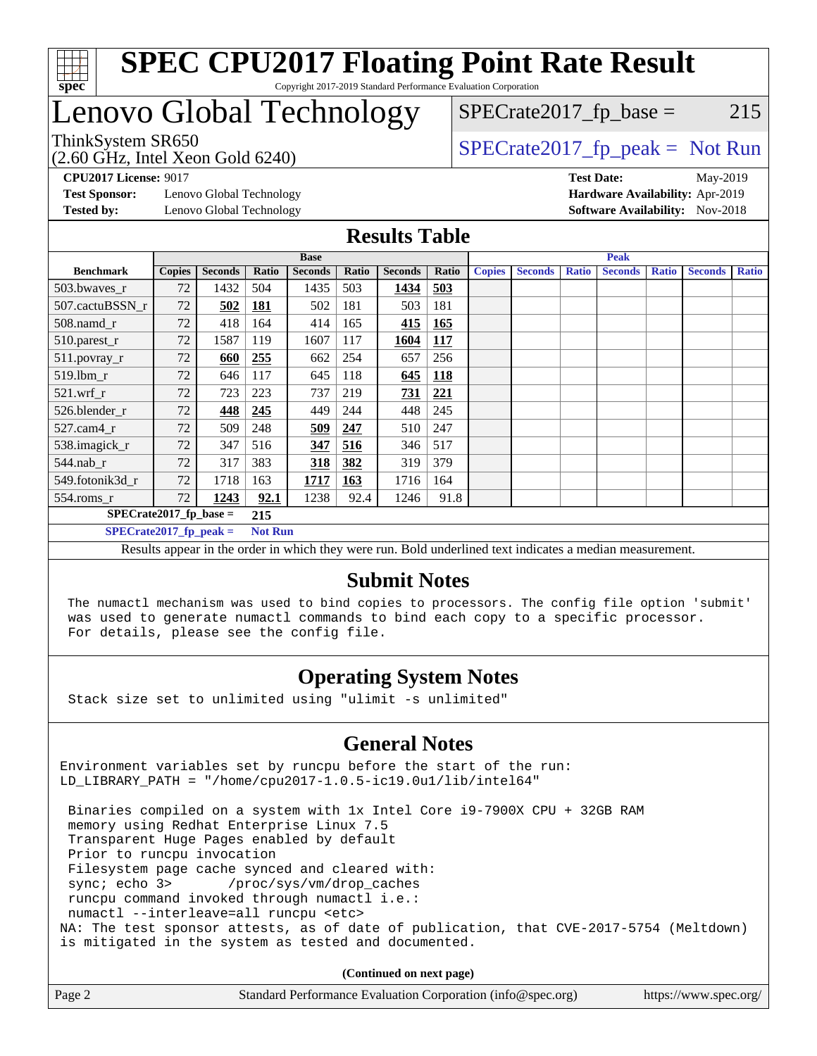# SPEC CPU2017 Floating Point Rate Result

Copyright 2017-2019 Standard Performance Evaluation Corporation

# Lenovo Global Technology

ThinkSystem SR650
(2.60 GHz, Intel Xeon Gold 6240)

SPECrate2017_fp_base = 215

SPECrate2017_fp_peak = Not Run

**CPU2017 License:** 9017
**Test Sponsor:** Lenovo Global Technology
**Tested by:** Lenovo Global Technology

**Test Date:** May-2019
**Hardware Availability:** Apr-2019
**Software Availability:** Nov-2018

## Results Table

| Benchmark | Base | | | | | | | Peak | | | | | | |
|---|---|---|---|---|---|---|---|---|---|---|---|---|---|---|
| | Copies | Seconds | Ratio | Seconds | Ratio | Seconds | Ratio | Copies | Seconds | Ratio | Seconds | Ratio | Seconds | Ratio |
| 503.bwaves_r | 72 | 1432 | 504 | 1435 | 503 | **1434** | **503** | | | | | | | |
| 507.cactuBSSN_r | 72 | **502** | **181** | 502 | 181 | 503 | 181 | | | | | | | |
| 508.namd_r | 72 | 418 | 164 | 414 | 165 | **415** | **165** | | | | | | | |
| 510.parest_r | 72 | 1587 | 119 | 1607 | 117 | **1604** | **117** | | | | | | | |
| 511.povray_r | 72 | **660** | **255** | 662 | 254 | 657 | 256 | | | | | | | |
| 519.lbm_r | 72 | 646 | 117 | 645 | 118 | **645** | **118** | | | | | | | |
| 521.wrf_r | 72 | 723 | 223 | 737 | 219 | **731** | **221** | | | | | | | |
| 526.blender_r | 72 | **448** | **245** | 449 | 244 | 448 | 245 | | | | | | | |
| 527.cam4_r | 72 | 509 | 248 | **509** | **247** | 510 | 247 | | | | | | | |
| 538.imagick_r | 72 | 347 | 516 | **347** | **516** | 346 | 517 | | | | | | | |
| 544.nab_r | 72 | 317 | 383 | **318** | **382** | 319 | 379 | | | | | | | |
| 549.fotonik3d_r | 72 | 1718 | 163 | **1717** | **163** | 1716 | 164 | | | | | | | |
| 554.roms_r | 72 | **1243** | **92.1** | 1238 | 92.4 | 1246 | 91.8 | | | | | | | |

**SPECrate2017_fp_base = 215**

**SPECrate2017_fp_peak = Not Run**

Results appear in the order in which they were run. Bold underlined text indicates a median measurement.

## Submit Notes

The numactl mechanism was used to bind copies to processors. The config file option 'submit' was used to generate numactl commands to bind each copy to a specific processor. For details, please see the config file.

## Operating System Notes

Stack size set to unlimited using "ulimit -s unlimited"

## General Notes

```
Environment variables set by runcpu before the start of the run:
LD_LIBRARY_PATH = "/home/cpu2017-1.0.5-ic19.0u1/lib/intel64"

 Binaries compiled on a system with 1x Intel Core i9-7900X CPU + 32GB RAM
 memory using Redhat Enterprise Linux 7.5
 Transparent Huge Pages enabled by default
 Prior to runcpu invocation
 Filesystem page cache synced and cleared with:
 sync; echo 3>       /proc/sys/vm/drop_caches
 runcpu command invoked through numactl i.e.:
 numactl --interleave=all runcpu <etc>
NA: The test sponsor attests, as of date of publication, that CVE-2017-5754 (Meltdown)
is mitigated in the system as tested and documented.
```

**(Continued on next page)**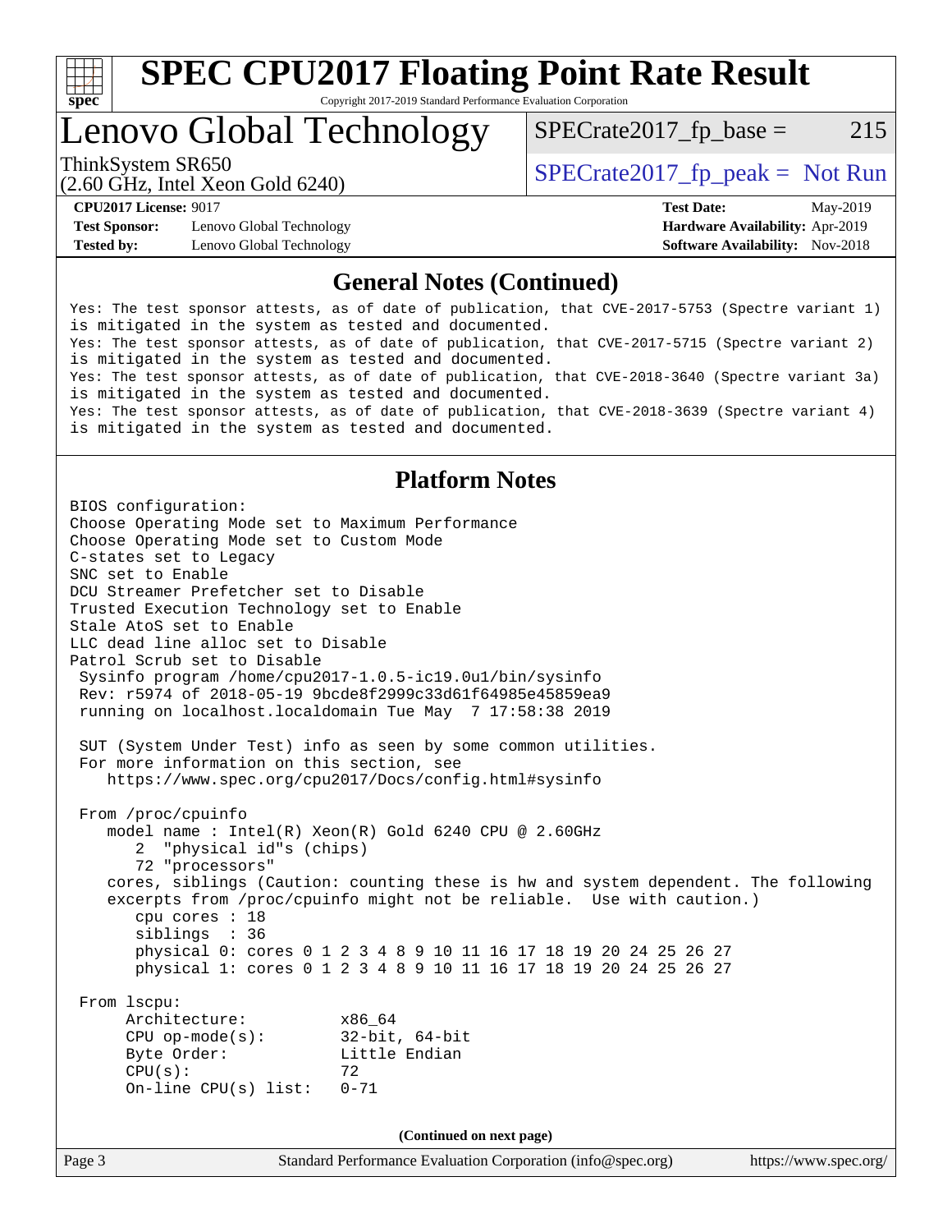## General Notes (Continued)

```
Yes: The test sponsor attests, as of date of publication, that CVE-2017-5753 (Spectre variant 1)
is mitigated in the system as tested and documented.
Yes: The test sponsor attests, as of date of publication, that CVE-2017-5715 (Spectre variant 2)
is mitigated in the system as tested and documented.
Yes: The test sponsor attests, as of date of publication, that CVE-2018-3640 (Spectre variant 3a)
is mitigated in the system as tested and documented.
Yes: The test sponsor attests, as of date of publication, that CVE-2018-3639 (Spectre variant 4)
is mitigated in the system as tested and documented.
```

## Platform Notes

```
BIOS configuration:
Choose Operating Mode set to Maximum Performance
Choose Operating Mode set to Custom Mode
C-states set to Legacy
SNC set to Enable
DCU Streamer Prefetcher set to Disable
Trusted Execution Technology set to Enable
Stale AtoS set to Enable
LLC dead line alloc set to Disable
Patrol Scrub set to Disable
 Sysinfo program /home/cpu2017-1.0.5-ic19.0u1/bin/sysinfo
 Rev: r5974 of 2018-05-19 9bcde8f2999c33d61f64985e45859ea9
 running on localhost.localdomain Tue May  7 17:58:38 2019

 SUT (System Under Test) info as seen by some common utilities.
 For more information on this section, see
    https://www.spec.org/cpu2017/Docs/config.html#sysinfo

 From /proc/cpuinfo
    model name : Intel(R) Xeon(R) Gold 6240 CPU @ 2.60GHz
       2  "physical id"s (chips)
       72 "processors"
    cores, siblings (Caution: counting these is hw and system dependent. The following
    excerpts from /proc/cpuinfo might not be reliable.  Use with caution.)
       cpu cores : 18
       siblings  : 36
       physical 0: cores 0 1 2 3 4 8 9 10 11 16 17 18 19 20 24 25 26 27
       physical 1: cores 0 1 2 3 4 8 9 10 11 16 17 18 19 20 24 25 26 27

 From lscpu:
      Architecture:          x86_64
      CPU op-mode(s):        32-bit, 64-bit
      Byte Order:            Little Endian
      CPU(s):                72
      On-line CPU(s) list:   0-71
```

**(Continued on next page)**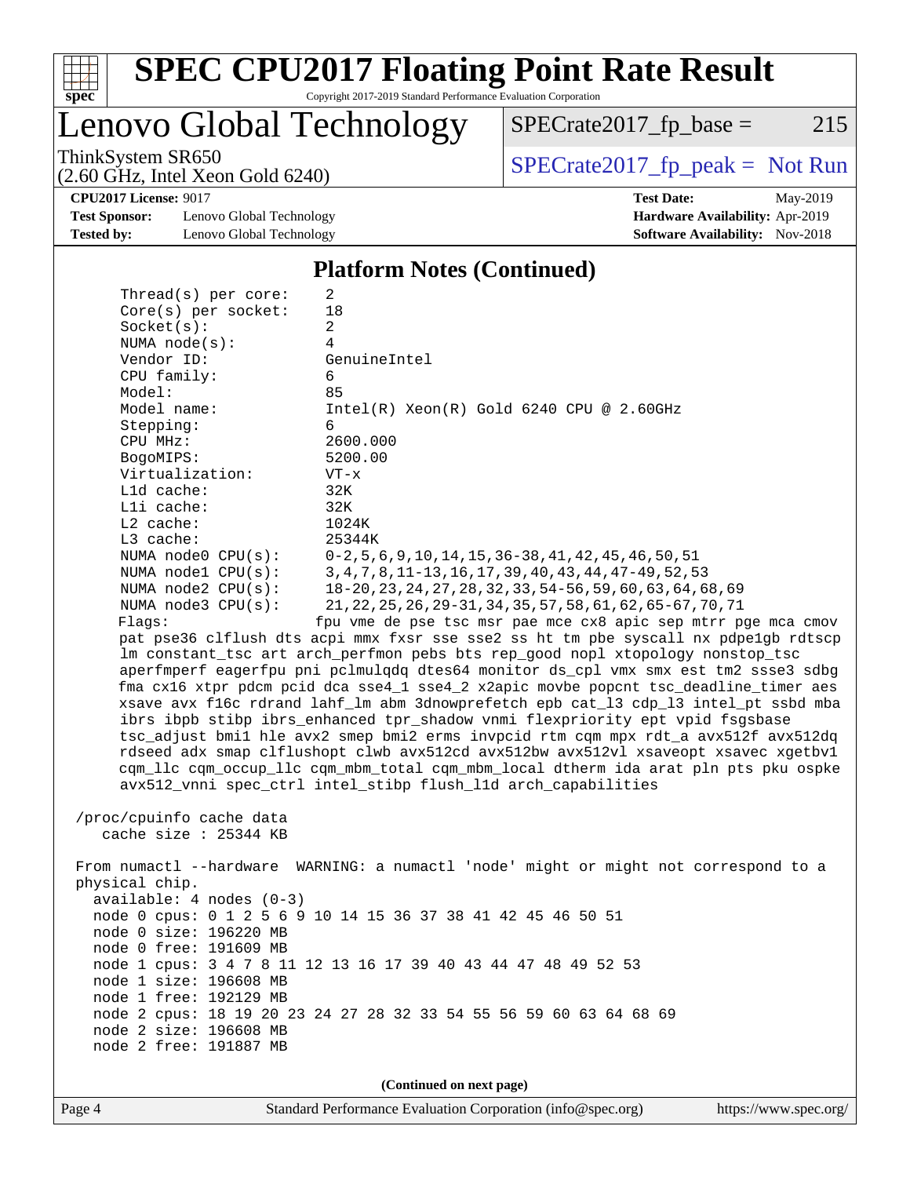## Platform Notes (Continued)

```
Thread(s) per core:    2
Core(s) per socket:    18
Socket(s):             2
NUMA node(s):          4
Vendor ID:             GenuineIntel
CPU family:            6
Model:                 85
Model name:            Intel(R) Xeon(R) Gold 6240 CPU @ 2.60GHz
Stepping:              6
CPU MHz:               2600.000
BogoMIPS:              5200.00
Virtualization:        VT-x
L1d cache:             32K
L1i cache:             32K
L2 cache:              1024K
L3 cache:              25344K
NUMA node0 CPU(s):     0-2,5,6,9,10,14,15,36-38,41,42,45,46,50,51
NUMA node1 CPU(s):     3,4,7,8,11-13,16,17,39,40,43,44,47-49,52,53
NUMA node2 CPU(s):     18-20,23,24,27,28,32,33,54-56,59,60,63,64,68,69
NUMA node3 CPU(s):     21,22,25,26,29-31,34,35,57,58,61,62,65-67,70,71
Flags:                 fpu vme de pse tsc msr pae mce cx8 apic sep mtrr pge mca cmov
pat pse36 clflush dts acpi mmx fxsr sse sse2 ss ht tm pbe syscall nx pdpe1gb rdtscp
lm constant_tsc art arch_perfmon pebs bts rep_good nopl xtopology nonstop_tsc
aperfmperf eagerfpu pni pclmulqdq dtes64 monitor ds_cpl vmx smx est tm2 ssse3 sdbg
fma cx16 xtpr pdcm pcid dca sse4_1 sse4_2 x2apic movbe popcnt tsc_deadline_timer aes
xsave avx f16c rdrand lahf_lm abm 3dnowprefetch epb cat_l3 cdp_l3 intel_pt ssbd mba
ibrs ibpb stibp ibrs_enhanced tpr_shadow vnmi flexpriority ept vpid fsgsbase
tsc_adjust bmi1 hle avx2 smep bmi2 erms invpcid rtm cqm mpx rdt_a avx512f avx512dq
rdseed adx smap clflushopt clwb avx512cd avx512bw avx512vl xsaveopt xsavec xgetbv1
cqm_llc cqm_occup_llc cqm_mbm_total cqm_mbm_local dtherm ida arat pln pts pku ospke
avx512_vnni spec_ctrl intel_stibp flush_l1d arch_capabilities

/proc/cpuinfo cache data
   cache size : 25344 KB

From numactl --hardware  WARNING: a numactl 'node' might or might not correspond to a
physical chip.
  available: 4 nodes (0-3)
  node 0 cpus: 0 1 2 5 6 9 10 14 15 36 37 38 41 42 45 46 50 51
  node 0 size: 196220 MB
  node 0 free: 191609 MB
  node 1 cpus: 3 4 7 8 11 12 13 16 17 39 40 43 44 47 48 49 52 53
  node 1 size: 196608 MB
  node 1 free: 192129 MB
  node 2 cpus: 18 19 20 23 24 27 28 32 33 54 55 56 59 60 63 64 68 69
  node 2 size: 196608 MB
  node 2 free: 191887 MB
```

(Continued on next page)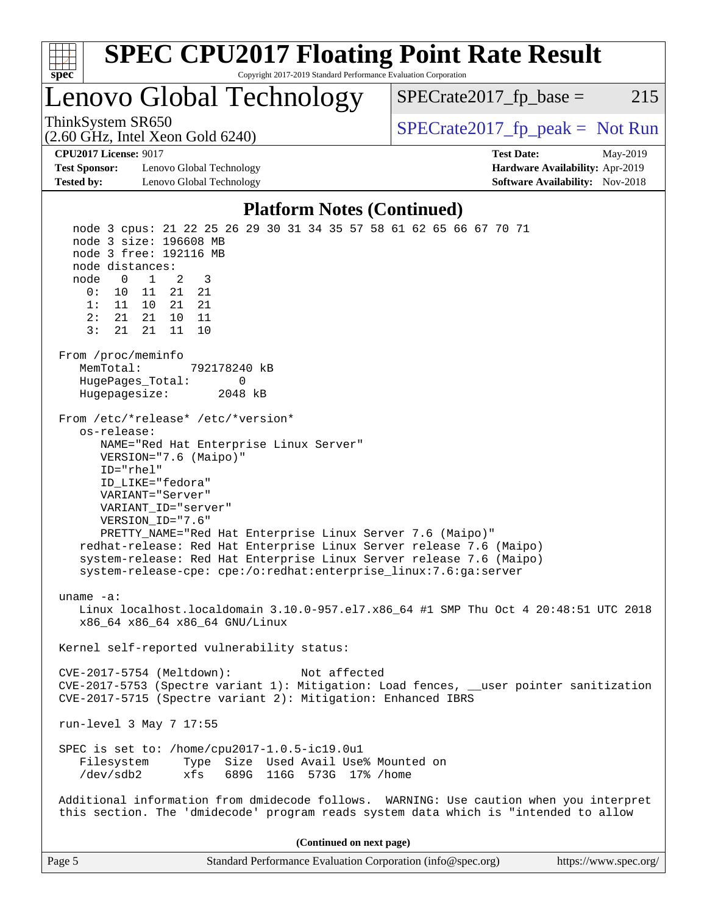## Platform Notes (Continued)

```
  node 3 cpus: 21 22 25 26 29 30 31 34 35 57 58 61 62 65 66 67 70 71
  node 3 size: 196608 MB
  node 3 free: 192116 MB
  node distances:
  node   0   1   2   3
    0:  10  11  21  21
    1:  11  10  21  21
    2:  21  21  10  11
    3:  21  21  11  10

From /proc/meminfo
   MemTotal:       792178240 kB
   HugePages_Total:       0
   Hugepagesize:       2048 kB

From /etc/*release* /etc/*version*
   os-release:
      NAME="Red Hat Enterprise Linux Server"
      VERSION="7.6 (Maipo)"
      ID="rhel"
      ID_LIKE="fedora"
      VARIANT="Server"
      VARIANT_ID="server"
      VERSION_ID="7.6"
      PRETTY_NAME="Red Hat Enterprise Linux Server 7.6 (Maipo)"
   redhat-release: Red Hat Enterprise Linux Server release 7.6 (Maipo)
   system-release: Red Hat Enterprise Linux Server release 7.6 (Maipo)
   system-release-cpe: cpe:/o:redhat:enterprise_linux:7.6:ga:server

uname -a:
   Linux localhost.localdomain 3.10.0-957.el7.x86_64 #1 SMP Thu Oct 4 20:48:51 UTC 2018
   x86_64 x86_64 x86_64 GNU/Linux

Kernel self-reported vulnerability status:

CVE-2017-5754 (Meltdown):          Not affected
CVE-2017-5753 (Spectre variant 1): Mitigation: Load fences, __user pointer sanitization
CVE-2017-5715 (Spectre variant 2): Mitigation: Enhanced IBRS

run-level 3 May 7 17:55

SPEC is set to: /home/cpu2017-1.0.5-ic19.0u1
   Filesystem     Type  Size  Used Avail Use% Mounted on
   /dev/sdb2      xfs   689G  116G  573G  17% /home

Additional information from dmidecode follows.  WARNING: Use caution when you interpret
this section. The 'dmidecode' program reads system data which is "intended to allow
```

(Continued on next page)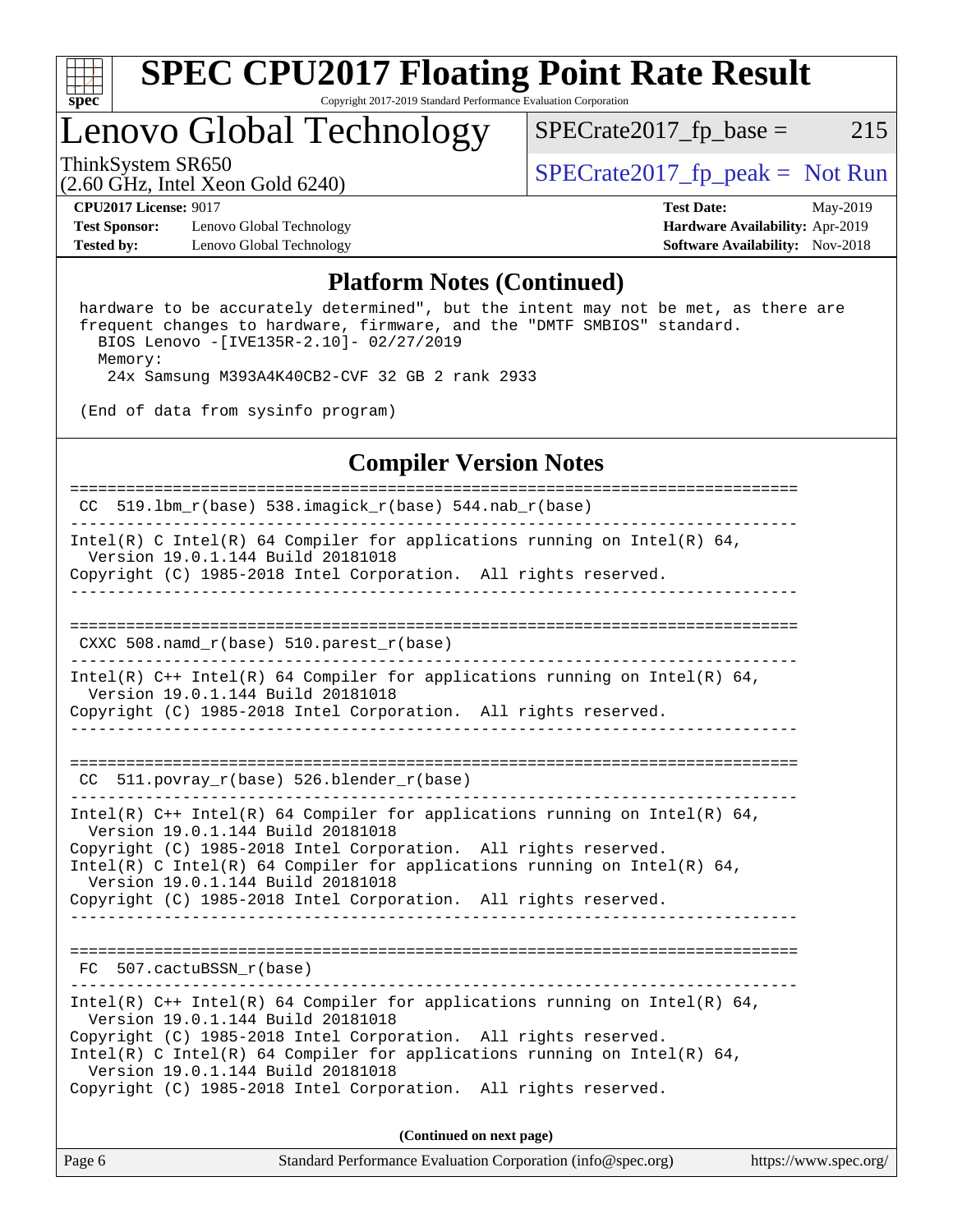## Platform Notes (Continued)

```
hardware to be accurately determined", but the intent may not be met, as there are
frequent changes to hardware, firmware, and the "DMTF SMBIOS" standard.
  BIOS Lenovo -[IVE135R-2.10]- 02/27/2019
  Memory:
    24x Samsung M393A4K40CB2-CVF 32 GB 2 rank 2933

(End of data from sysinfo program)
```

## Compiler Version Notes

```
==============================================================================
 CC  519.lbm_r(base) 538.imagick_r(base) 544.nab_r(base)
------------------------------------------------------------------------------
Intel(R) C Intel(R) 64 Compiler for applications running on Intel(R) 64,
  Version 19.0.1.144 Build 20181018
Copyright (C) 1985-2018 Intel Corporation.  All rights reserved.
------------------------------------------------------------------------------

==============================================================================
 CXXC 508.namd_r(base) 510.parest_r(base)
------------------------------------------------------------------------------
Intel(R) C++ Intel(R) 64 Compiler for applications running on Intel(R) 64,
  Version 19.0.1.144 Build 20181018
Copyright (C) 1985-2018 Intel Corporation.  All rights reserved.
------------------------------------------------------------------------------

==============================================================================
 CC  511.povray_r(base) 526.blender_r(base)
------------------------------------------------------------------------------
Intel(R) C++ Intel(R) 64 Compiler for applications running on Intel(R) 64,
  Version 19.0.1.144 Build 20181018
Copyright (C) 1985-2018 Intel Corporation.  All rights reserved.
Intel(R) C Intel(R) 64 Compiler for applications running on Intel(R) 64,
  Version 19.0.1.144 Build 20181018
Copyright (C) 1985-2018 Intel Corporation.  All rights reserved.
------------------------------------------------------------------------------

==============================================================================
 FC  507.cactuBSSN_r(base)
------------------------------------------------------------------------------
Intel(R) C++ Intel(R) 64 Compiler for applications running on Intel(R) 64,
  Version 19.0.1.144 Build 20181018
Copyright (C) 1985-2018 Intel Corporation.  All rights reserved.
Intel(R) C Intel(R) 64 Compiler for applications running on Intel(R) 64,
  Version 19.0.1.144 Build 20181018
Copyright (C) 1985-2018 Intel Corporation.  All rights reserved.
```

**(Continued on next page)**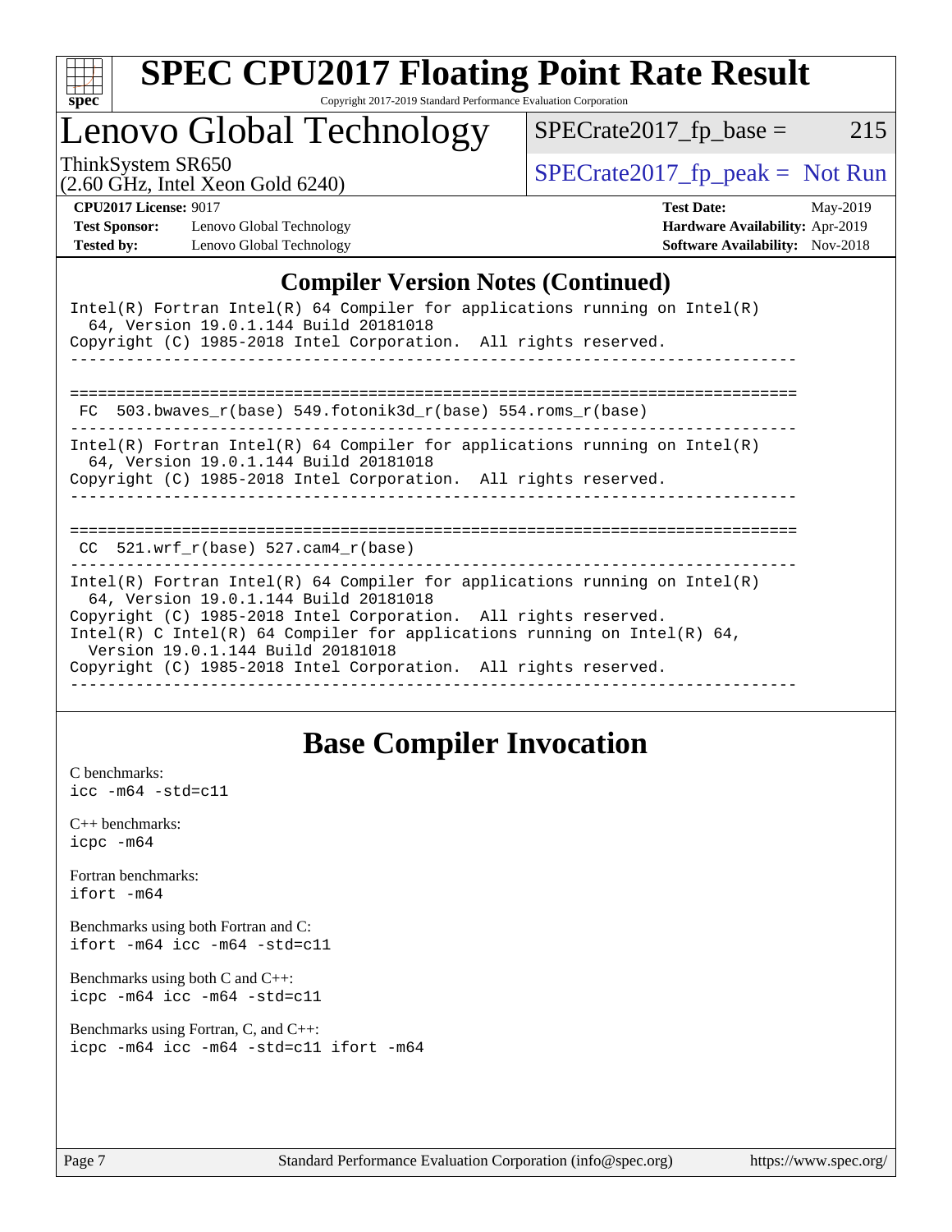## Compiler Version Notes (Continued)

```
Intel(R) Fortran Intel(R) 64 Compiler for applications running on Intel(R)
  64, Version 19.0.1.144 Build 20181018
Copyright (C) 1985-2018 Intel Corporation.  All rights reserved.
------------------------------------------------------------------------------

==============================================================================
 FC  503.bwaves_r(base) 549.fotonik3d_r(base) 554.roms_r(base)
------------------------------------------------------------------------------
Intel(R) Fortran Intel(R) 64 Compiler for applications running on Intel(R)
  64, Version 19.0.1.144 Build 20181018
Copyright (C) 1985-2018 Intel Corporation.  All rights reserved.
------------------------------------------------------------------------------

==============================================================================
 CC  521.wrf_r(base) 527.cam4_r(base)
------------------------------------------------------------------------------
Intel(R) Fortran Intel(R) 64 Compiler for applications running on Intel(R)
  64, Version 19.0.1.144 Build 20181018
Copyright (C) 1985-2018 Intel Corporation.  All rights reserved.
Intel(R) C Intel(R) 64 Compiler for applications running on Intel(R) 64,
  Version 19.0.1.144 Build 20181018
Copyright (C) 1985-2018 Intel Corporation.  All rights reserved.
------------------------------------------------------------------------------
```

## Base Compiler Invocation

C benchmarks:
`icc -m64 -std=c11`

C++ benchmarks:
`icpc -m64`

Fortran benchmarks:
`ifort -m64`

Benchmarks using both Fortran and C:
`ifort -m64 icc -m64 -std=c11`

Benchmarks using both C and C++:
`icpc -m64 icc -m64 -std=c11`

Benchmarks using Fortran, C, and C++:
`icpc -m64 icc -m64 -std=c11 ifort -m64`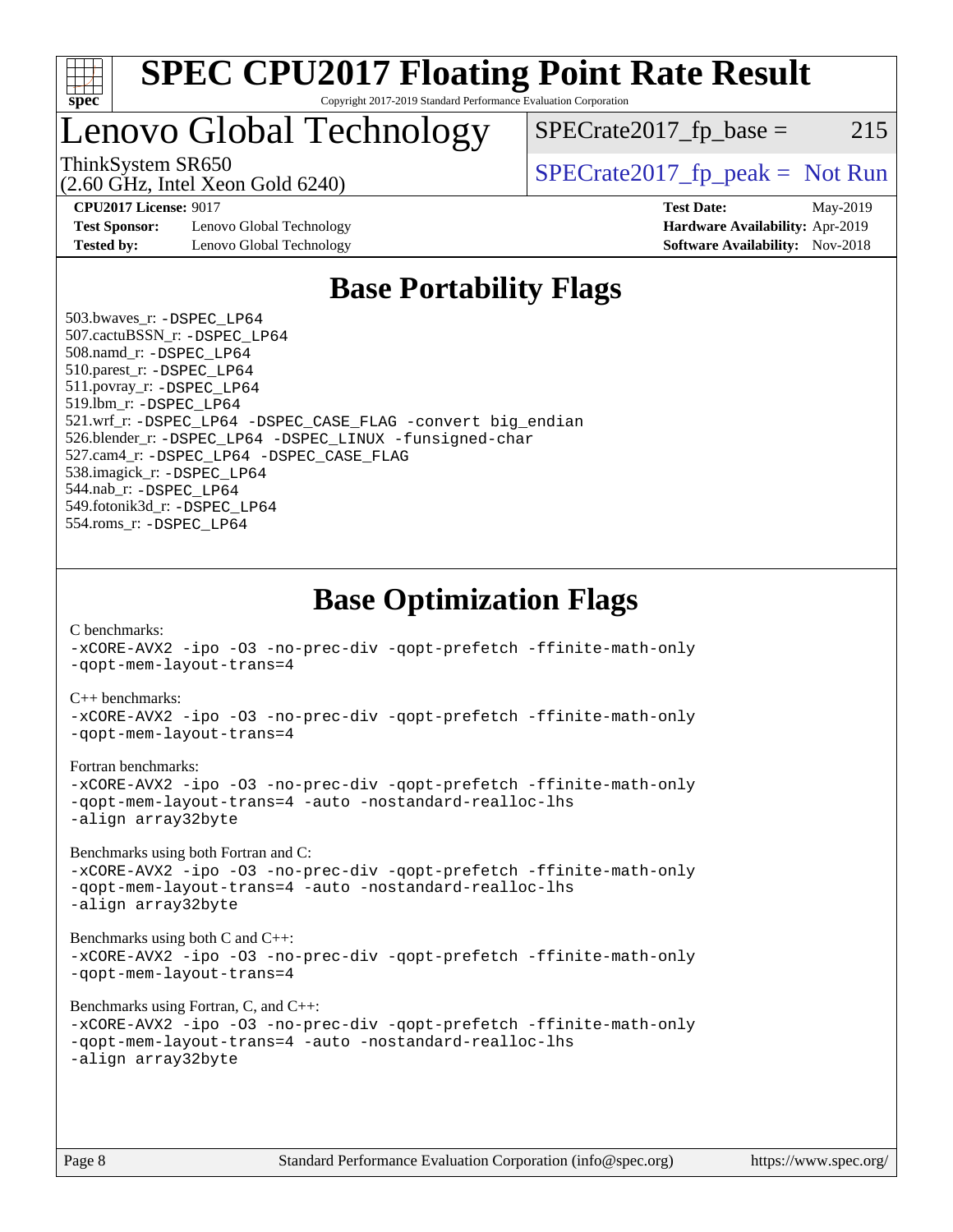# SPEC CPU2017 Floating Point Rate Result

Copyright 2017-2019 Standard Performance Evaluation Corporation

## Lenovo Global Technology

ThinkSystem SR650
(2.60 GHz, Intel Xeon Gold 6240)

SPECrate2017_fp_base = 215

SPECrate2017_fp_peak = Not Run

**CPU2017 License:** 9017
**Test Sponsor:** Lenovo Global Technology
**Tested by:** Lenovo Global Technology

**Test Date:** May-2019
**Hardware Availability:** Apr-2019
**Software Availability:** Nov-2018

## Base Portability Flags

503.bwaves_r: -DSPEC_LP64
507.cactuBSSN_r: -DSPEC_LP64
508.namd_r: -DSPEC_LP64
510.parest_r: -DSPEC_LP64
511.povray_r: -DSPEC_LP64
519.lbm_r: -DSPEC_LP64
521.wrf_r: -DSPEC_LP64 -DSPEC_CASE_FLAG -convert big_endian
526.blender_r: -DSPEC_LP64 -DSPEC_LINUX -funsigned-char
527.cam4_r: -DSPEC_LP64 -DSPEC_CASE_FLAG
538.imagick_r: -DSPEC_LP64
544.nab_r: -DSPEC_LP64
549.fotonik3d_r: -DSPEC_LP64
554.roms_r: -DSPEC_LP64

## Base Optimization Flags

C benchmarks:
-xCORE-AVX2 -ipo -O3 -no-prec-div -qopt-prefetch -ffinite-math-only
-qopt-mem-layout-trans=4

C++ benchmarks:
-xCORE-AVX2 -ipo -O3 -no-prec-div -qopt-prefetch -ffinite-math-only
-qopt-mem-layout-trans=4

Fortran benchmarks:
-xCORE-AVX2 -ipo -O3 -no-prec-div -qopt-prefetch -ffinite-math-only
-qopt-mem-layout-trans=4 -auto -nostandard-realloc-lhs
-align array32byte

Benchmarks using both Fortran and C:
-xCORE-AVX2 -ipo -O3 -no-prec-div -qopt-prefetch -ffinite-math-only
-qopt-mem-layout-trans=4 -auto -nostandard-realloc-lhs
-align array32byte

Benchmarks using both C and C++:
-xCORE-AVX2 -ipo -O3 -no-prec-div -qopt-prefetch -ffinite-math-only
-qopt-mem-layout-trans=4

Benchmarks using Fortran, C, and C++:
-xCORE-AVX2 -ipo -O3 -no-prec-div -qopt-prefetch -ffinite-math-only
-qopt-mem-layout-trans=4 -auto -nostandard-realloc-lhs
-align array32byte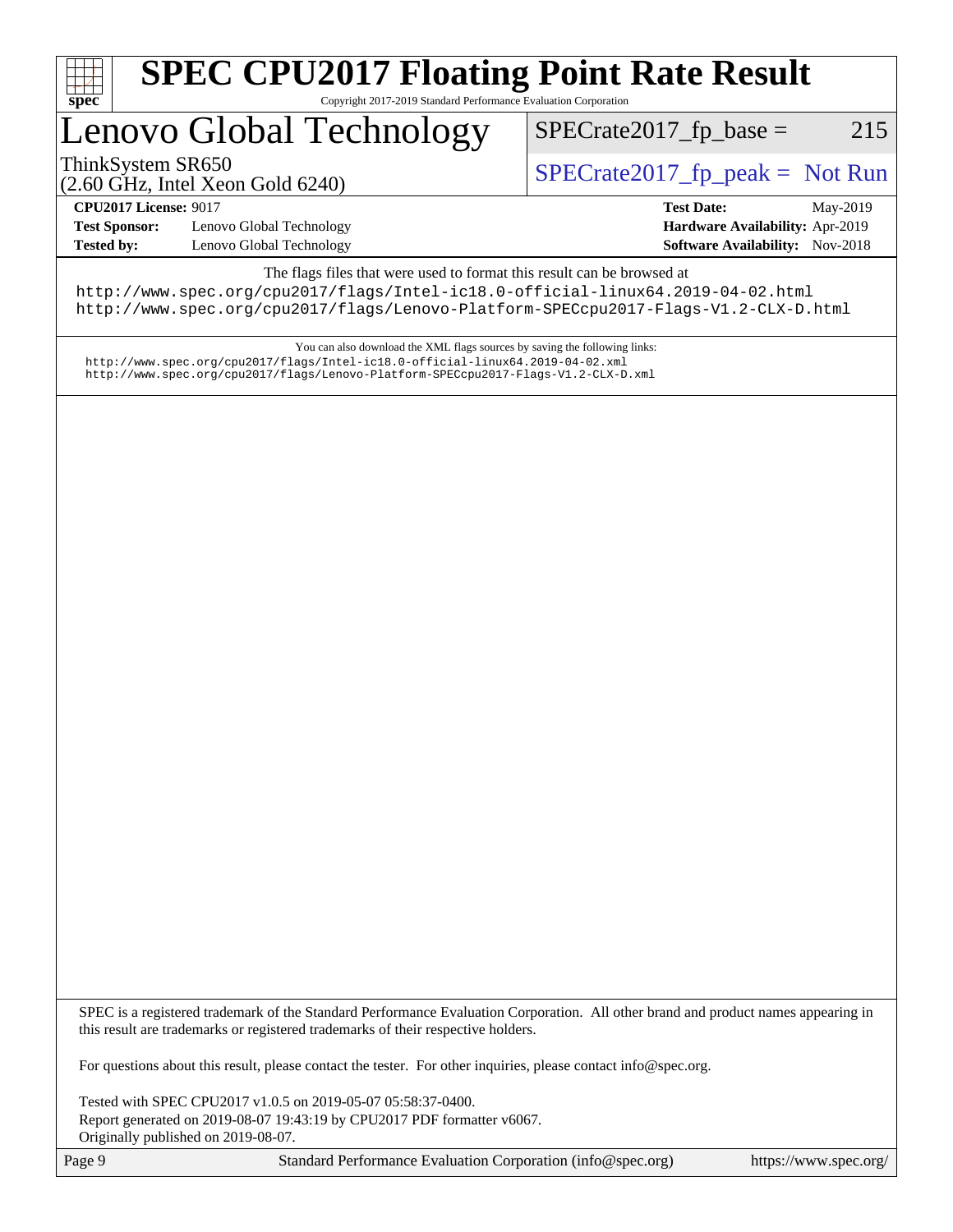The flags files that were used to format this result can be browsed at
http://www.spec.org/cpu2017/flags/Intel-ic18.0-official-linux64.2019-04-02.html
http://www.spec.org/cpu2017/flags/Lenovo-Platform-SPECcpu2017-Flags-V1.2-CLX-D.html

You can also download the XML flags sources by saving the following links:
http://www.spec.org/cpu2017/flags/Intel-ic18.0-official-linux64.2019-04-02.xml
http://www.spec.org/cpu2017/flags/Lenovo-Platform-SPECcpu2017-Flags-V1.2-CLX-D.xml

SPEC is a registered trademark of the Standard Performance Evaluation Corporation. All other brand and product names appearing in this result are trademarks or registered trademarks of their respective holders.

For questions about this result, please contact the tester. For other inquiries, please contact info@spec.org.

Tested with SPEC CPU2017 v1.0.5 on 2019-05-07 05:58:37-0400.
Report generated on 2019-08-07 19:43:19 by CPU2017 PDF formatter v6067.
Originally published on 2019-08-07.